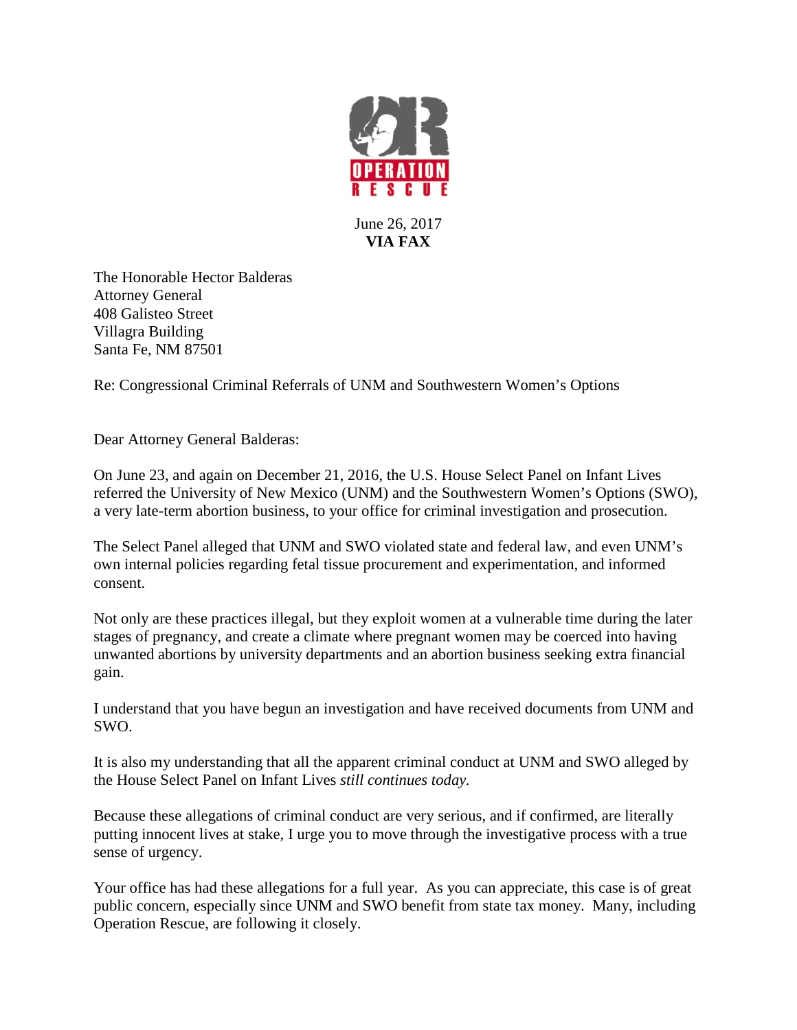OPERATION RESCUE

June 26, 2017
**VIA FAX**

The Honorable Hector Balderas
Attorney General
408 Galisteo Street
Villagra Building
Santa Fe, NM 87501

Re: Congressional Criminal Referrals of UNM and Southwestern Women's Options

Dear Attorney General Balderas:

On June 23, and again on December 21, 2016, the U.S. House Select Panel on Infant Lives referred the University of New Mexico (UNM) and the Southwestern Women's Options (SWO), a very late-term abortion business, to your office for criminal investigation and prosecution.

The Select Panel alleged that UNM and SWO violated state and federal law, and even UNM's own internal policies regarding fetal tissue procurement and experimentation, and informed consent.

Not only are these practices illegal, but they exploit women at a vulnerable time during the later stages of pregnancy, and create a climate where pregnant women may be coerced into having unwanted abortions by university departments and an abortion business seeking extra financial gain.

I understand that you have begun an investigation and have received documents from UNM and SWO.

It is also my understanding that all the apparent criminal conduct at UNM and SWO alleged by the House Select Panel on Infant Lives *still continues today.*

Because these allegations of criminal conduct are very serious, and if confirmed, are literally putting innocent lives at stake, I urge you to move through the investigative process with a true sense of urgency.

Your office has had these allegations for a full year. As you can appreciate, this case is of great public concern, especially since UNM and SWO benefit from state tax money. Many, including Operation Rescue, are following it closely.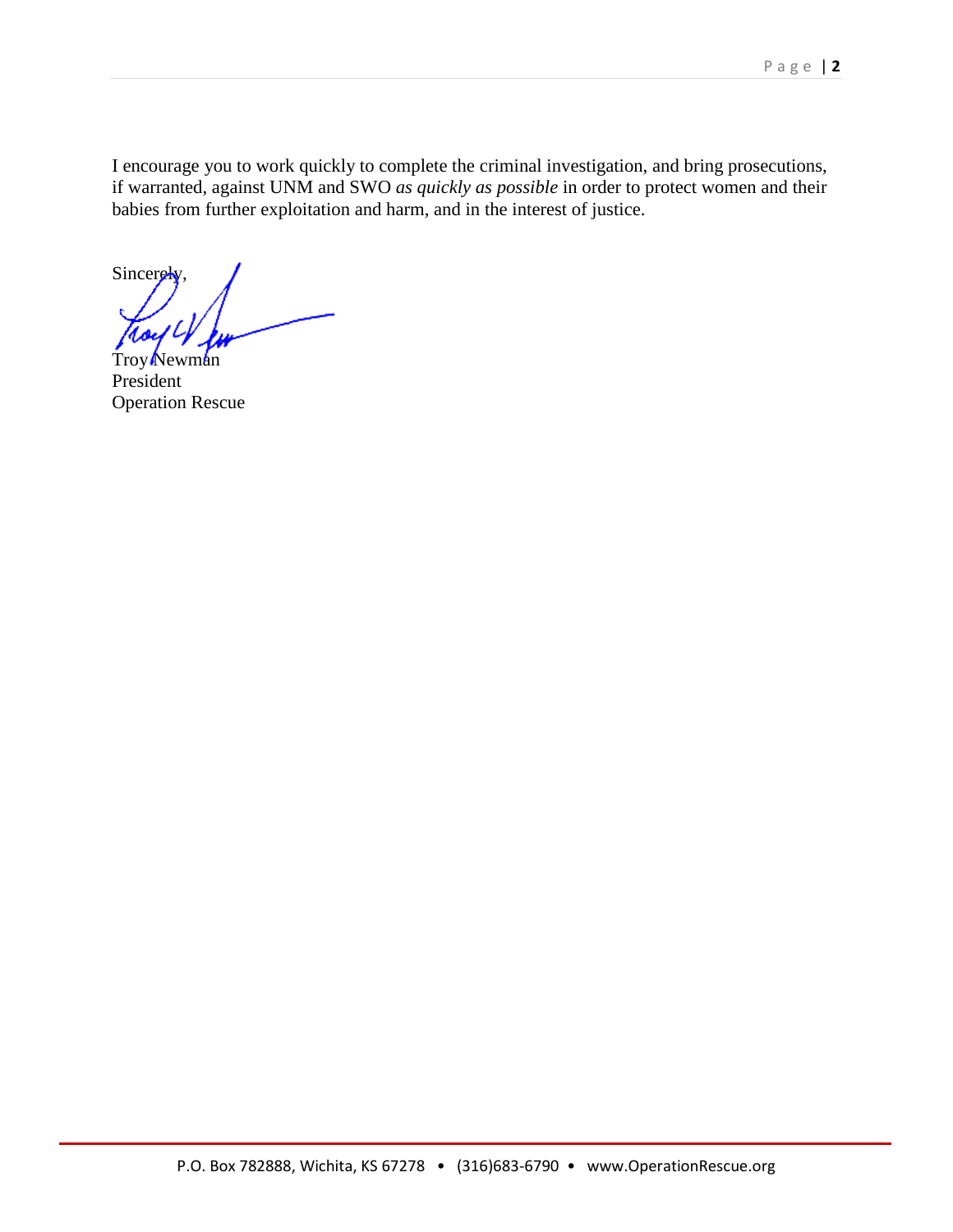I encourage you to work quickly to complete the criminal investigation, and bring prosecutions, if warranted, against UNM and SWO *as quickly as possible* in order to protect women and their babies from further exploitation and harm, and in the interest of justice.

Sincerely,

Troy Newman
President
Operation Rescue

P.O. Box 782888, Wichita, KS 67278 • (316)683-6790 • www.OperationRescue.org